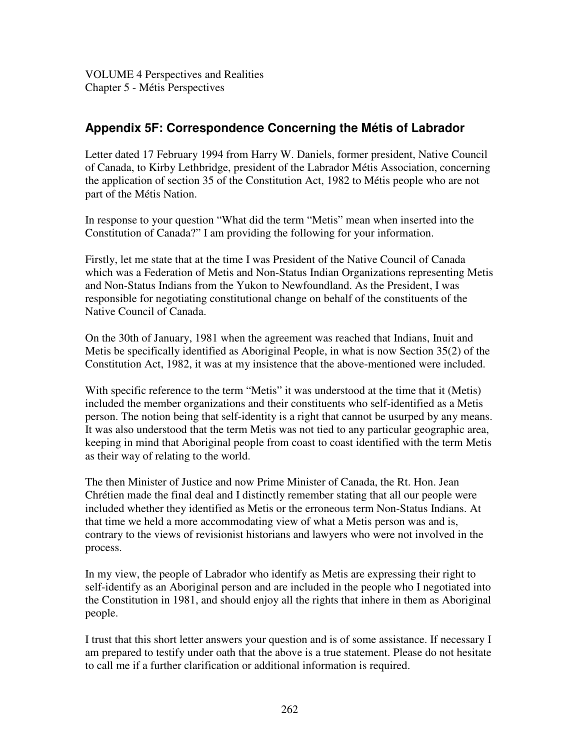VOLUME 4 Perspectives and Realities
Chapter 5 - Métis Perspectives

## Appendix 5F: Correspondence Concerning the Métis of Labrador

Letter dated 17 February 1994 from Harry W. Daniels, former president, Native Council of Canada, to Kirby Lethbridge, president of the Labrador Métis Association, concerning the application of section 35 of the Constitution Act, 1982 to Métis people who are not part of the Métis Nation.

In response to your question "What did the term "Metis" mean when inserted into the Constitution of Canada?" I am providing the following for your information.

Firstly, let me state that at the time I was President of the Native Council of Canada which was a Federation of Metis and Non-Status Indian Organizations representing Metis and Non-Status Indians from the Yukon to Newfoundland. As the President, I was responsible for negotiating constitutional change on behalf of the constituents of the Native Council of Canada.

On the 30th of January, 1981 when the agreement was reached that Indians, Inuit and Metis be specifically identified as Aboriginal People, in what is now Section 35(2) of the Constitution Act, 1982, it was at my insistence that the above-mentioned were included.

With specific reference to the term "Metis" it was understood at the time that it (Metis) included the member organizations and their constituents who self-identified as a Metis person. The notion being that self-identity is a right that cannot be usurped by any means. It was also understood that the term Metis was not tied to any particular geographic area, keeping in mind that Aboriginal people from coast to coast identified with the term Metis as their way of relating to the world.

The then Minister of Justice and now Prime Minister of Canada, the Rt. Hon. Jean Chrétien made the final deal and I distinctly remember stating that all our people were included whether they identified as Metis or the erroneous term Non-Status Indians. At that time we held a more accommodating view of what a Metis person was and is, contrary to the views of revisionist historians and lawyers who were not involved in the process.

In my view, the people of Labrador who identify as Metis are expressing their right to self-identify as an Aboriginal person and are included in the people who I negotiated into the Constitution in 1981, and should enjoy all the rights that inhere in them as Aboriginal people.

I trust that this short letter answers your question and is of some assistance. If necessary I am prepared to testify under oath that the above is a true statement. Please do not hesitate to call me if a further clarification or additional information is required.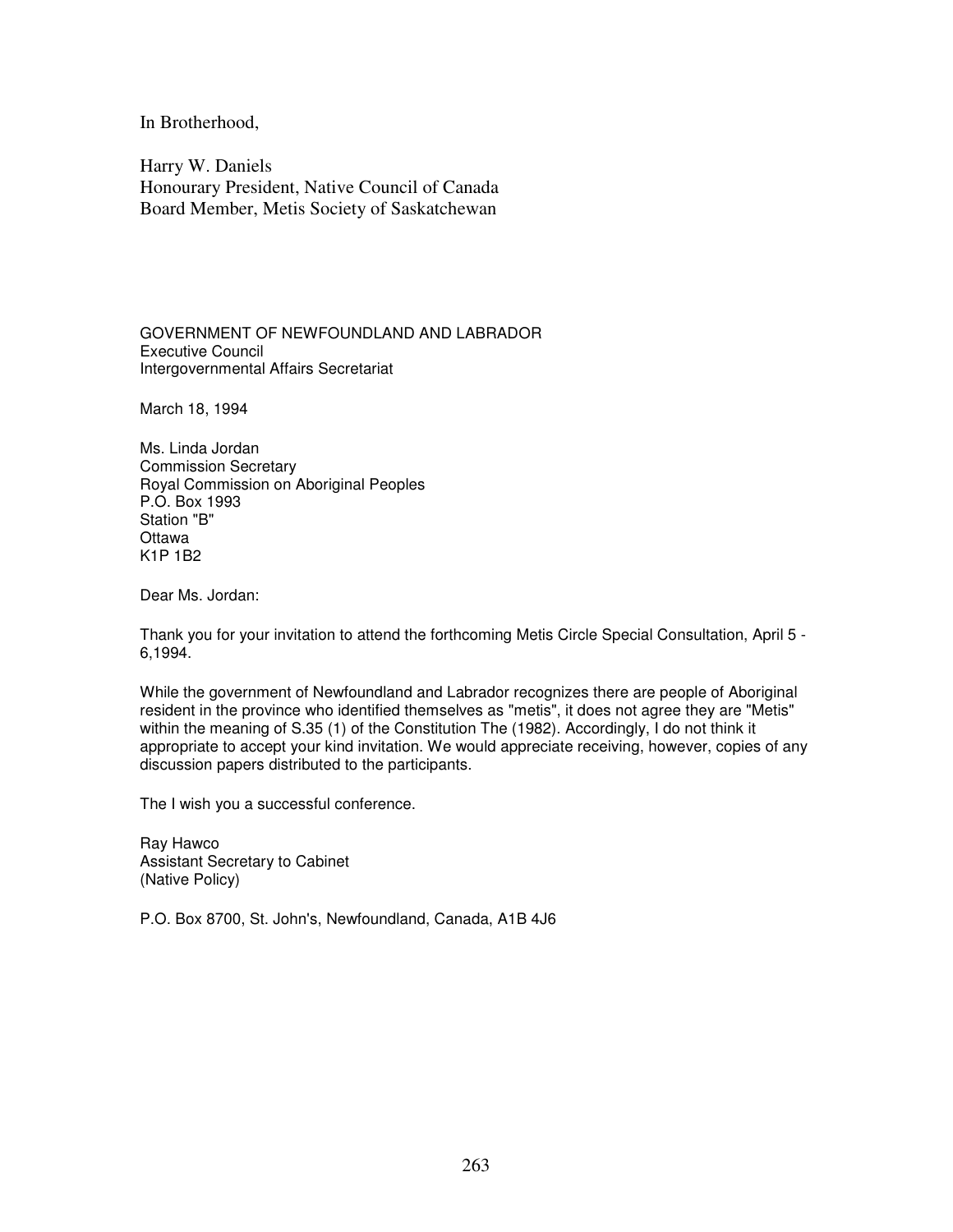In Brotherhood,

Harry W. Daniels
Honourary President, Native Council of Canada
Board Member, Metis Society of Saskatchewan

GOVERNMENT OF NEWFOUNDLAND AND LABRADOR
Executive Council
Intergovernmental Affairs Secretariat

March 18, 1994

Ms. Linda Jordan
Commission Secretary
Royal Commission on Aboriginal Peoples
P.O. Box 1993
Station "B"
Ottawa
K1P 1B2

Dear Ms. Jordan:

Thank you for your invitation to attend the forthcoming Metis Circle Special Consultation, April 5 - 6,1994.

While the government of Newfoundland and Labrador recognizes there are people of Aboriginal resident in the province who identified themselves as "metis", it does not agree they are "Metis" within the meaning of S.35 (1) of the Constitution The (1982). Accordingly, I do not think it appropriate to accept your kind invitation. We would appreciate receiving, however, copies of any discussion papers distributed to the participants.

The I wish you a successful conference.

Ray Hawco
Assistant Secretary to Cabinet
(Native Policy)

P.O. Box 8700, St. John's, Newfoundland, Canada, A1B 4J6